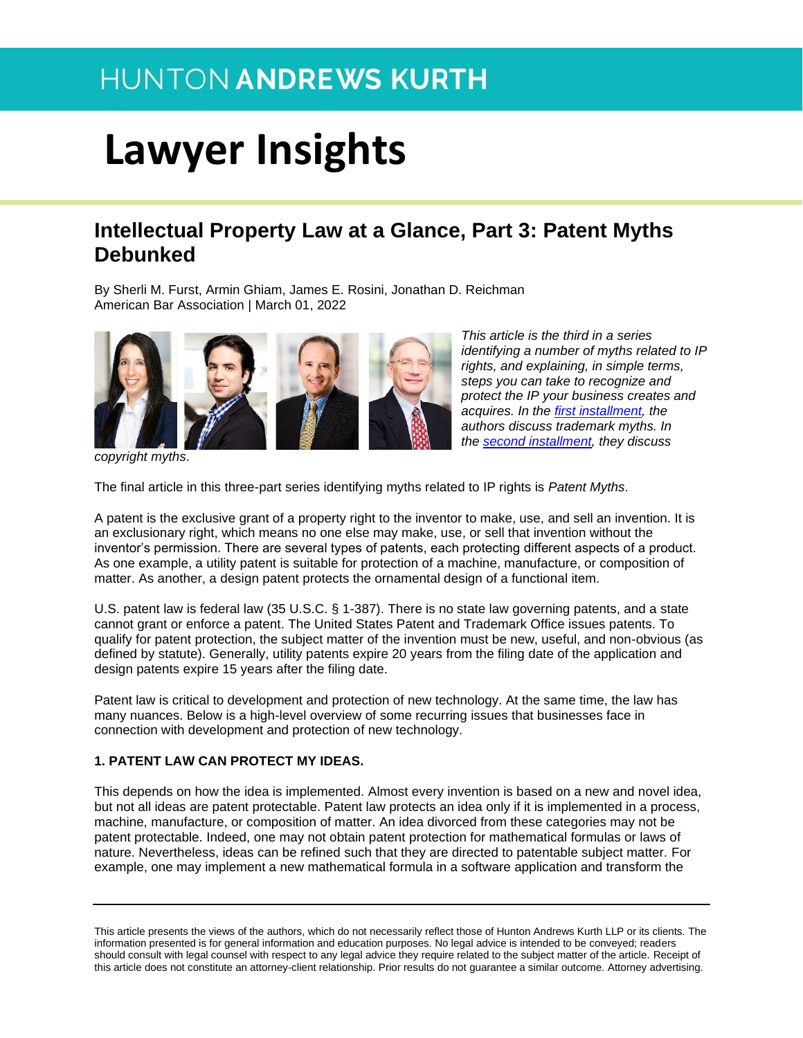# HUNTON ANDREWS KURTH

# Lawyer Insights

## Intellectual Property Law at a Glance, Part 3: Patent Myths Debunked

By Sherli M. Furst, Armin Ghiam, James E. Rosini, Jonathan D. Reichman
American Bar Association | March 01, 2022

*This article is the third in a series identifying a number of myths related to IP rights, and explaining, in simple terms, steps you can take to recognize and protect the IP your business creates and acquires. In the [first installment](), the authors discuss trademark myths. In the [second installment](), they discuss copyright myths*.

The final article in this three-part series identifying myths related to IP rights is *Patent Myths*.

A patent is the exclusive grant of a property right to the inventor to make, use, and sell an invention. It is an exclusionary right, which means no one else may make, use, or sell that invention without the inventor's permission. There are several types of patents, each protecting different aspects of a product. As one example, a utility patent is suitable for protection of a machine, manufacture, or composition of matter. As another, a design patent protects the ornamental design of a functional item.

U.S. patent law is federal law (35 U.S.C. § 1-387). There is no state law governing patents, and a state cannot grant or enforce a patent. The United States Patent and Trademark Office issues patents. To qualify for patent protection, the subject matter of the invention must be new, useful, and non-obvious (as defined by statute). Generally, utility patents expire 20 years from the filing date of the application and design patents expire 15 years after the filing date.

Patent law is critical to development and protection of new technology. At the same time, the law has many nuances. Below is a high-level overview of some recurring issues that businesses face in connection with development and protection of new technology.

**1. PATENT LAW CAN PROTECT MY IDEAS.**

This depends on how the idea is implemented. Almost every invention is based on a new and novel idea, but not all ideas are patent protectable. Patent law protects an idea only if it is implemented in a process, machine, manufacture, or composition of matter. An idea divorced from these categories may not be patent protectable. Indeed, one may not obtain patent protection for mathematical formulas or laws of nature. Nevertheless, ideas can be refined such that they are directed to patentable subject matter. For example, one may implement a new mathematical formula in a software application and transform the

This article presents the views of the authors, which do not necessarily reflect those of Hunton Andrews Kurth LLP or its clients. The information presented is for general information and education purposes. No legal advice is intended to be conveyed; readers should consult with legal counsel with respect to any legal advice they require related to the subject matter of the article. Receipt of this article does not constitute an attorney-client relationship. Prior results do not guarantee a similar outcome. Attorney advertising.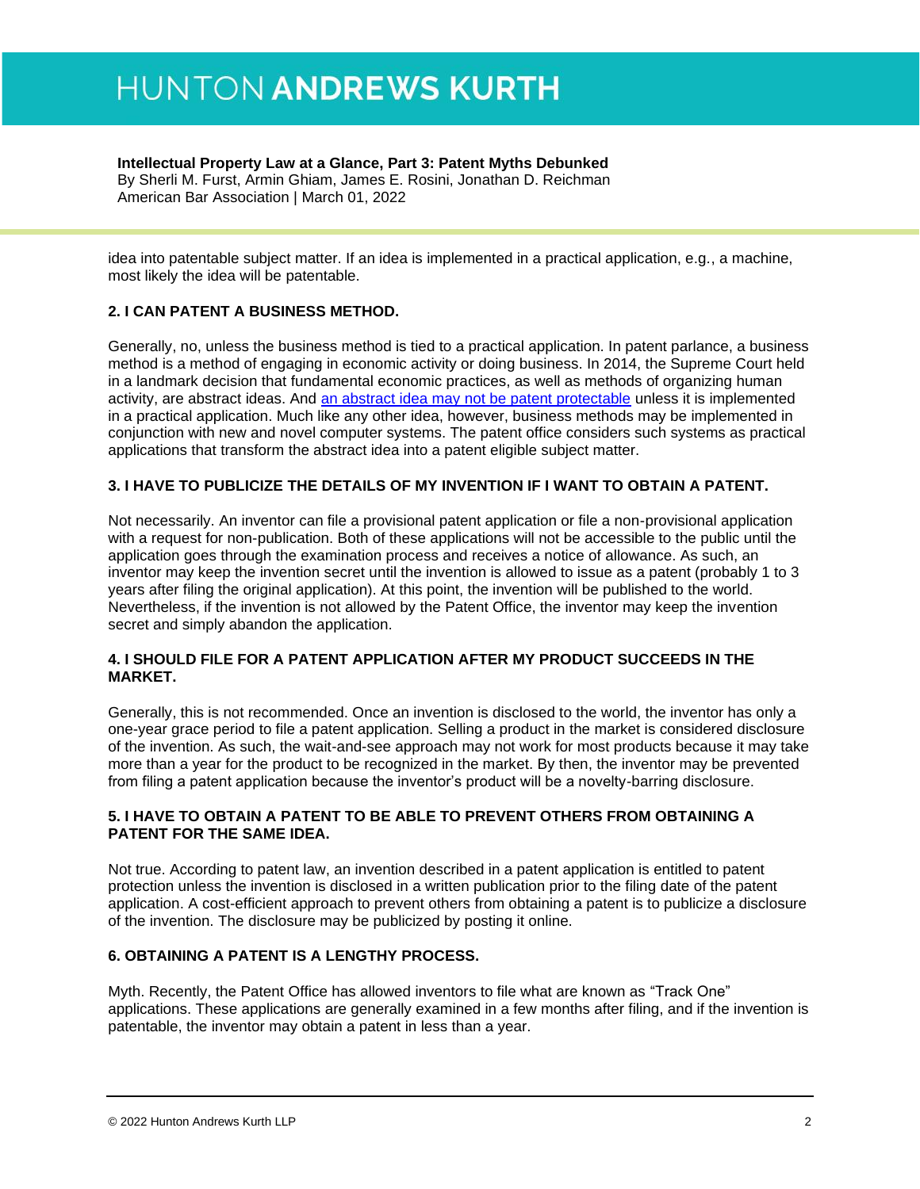idea into patentable subject matter. If an idea is implemented in a practical application, e.g., a machine, most likely the idea will be patentable.

**2. I CAN PATENT A BUSINESS METHOD.**

Generally, no, unless the business method is tied to a practical application. In patent parlance, a business method is a method of engaging in economic activity or doing business. In 2014, the Supreme Court held in a landmark decision that fundamental economic practices, as well as methods of organizing human activity, are abstract ideas. And an abstract idea may not be patent protectable unless it is implemented in a practical application. Much like any other idea, however, business methods may be implemented in conjunction with new and novel computer systems. The patent office considers such systems as practical applications that transform the abstract idea into a patent eligible subject matter.

**3. I HAVE TO PUBLICIZE THE DETAILS OF MY INVENTION IF I WANT TO OBTAIN A PATENT.**

Not necessarily. An inventor can file a provisional patent application or file a non-provisional application with a request for non-publication. Both of these applications will not be accessible to the public until the application goes through the examination process and receives a notice of allowance. As such, an inventor may keep the invention secret until the invention is allowed to issue as a patent (probably 1 to 3 years after filing the original application). At this point, the invention will be published to the world. Nevertheless, if the invention is not allowed by the Patent Office, the inventor may keep the invention secret and simply abandon the application.

**4. I SHOULD FILE FOR A PATENT APPLICATION AFTER MY PRODUCT SUCCEEDS IN THE MARKET.**

Generally, this is not recommended. Once an invention is disclosed to the world, the inventor has only a one-year grace period to file a patent application. Selling a product in the market is considered disclosure of the invention. As such, the wait-and-see approach may not work for most products because it may take more than a year for the product to be recognized in the market. By then, the inventor may be prevented from filing a patent application because the inventor's product will be a novelty-barring disclosure.

**5. I HAVE TO OBTAIN A PATENT TO BE ABLE TO PREVENT OTHERS FROM OBTAINING A PATENT FOR THE SAME IDEA.**

Not true. According to patent law, an invention described in a patent application is entitled to patent protection unless the invention is disclosed in a written publication prior to the filing date of the patent application. A cost-efficient approach to prevent others from obtaining a patent is to publicize a disclosure of the invention. The disclosure may be publicized by posting it online.

**6. OBTAINING A PATENT IS A LENGTHY PROCESS.**

Myth. Recently, the Patent Office has allowed inventors to file what are known as "Track One" applications. These applications are generally examined in a few months after filing, and if the invention is patentable, the inventor may obtain a patent in less than a year.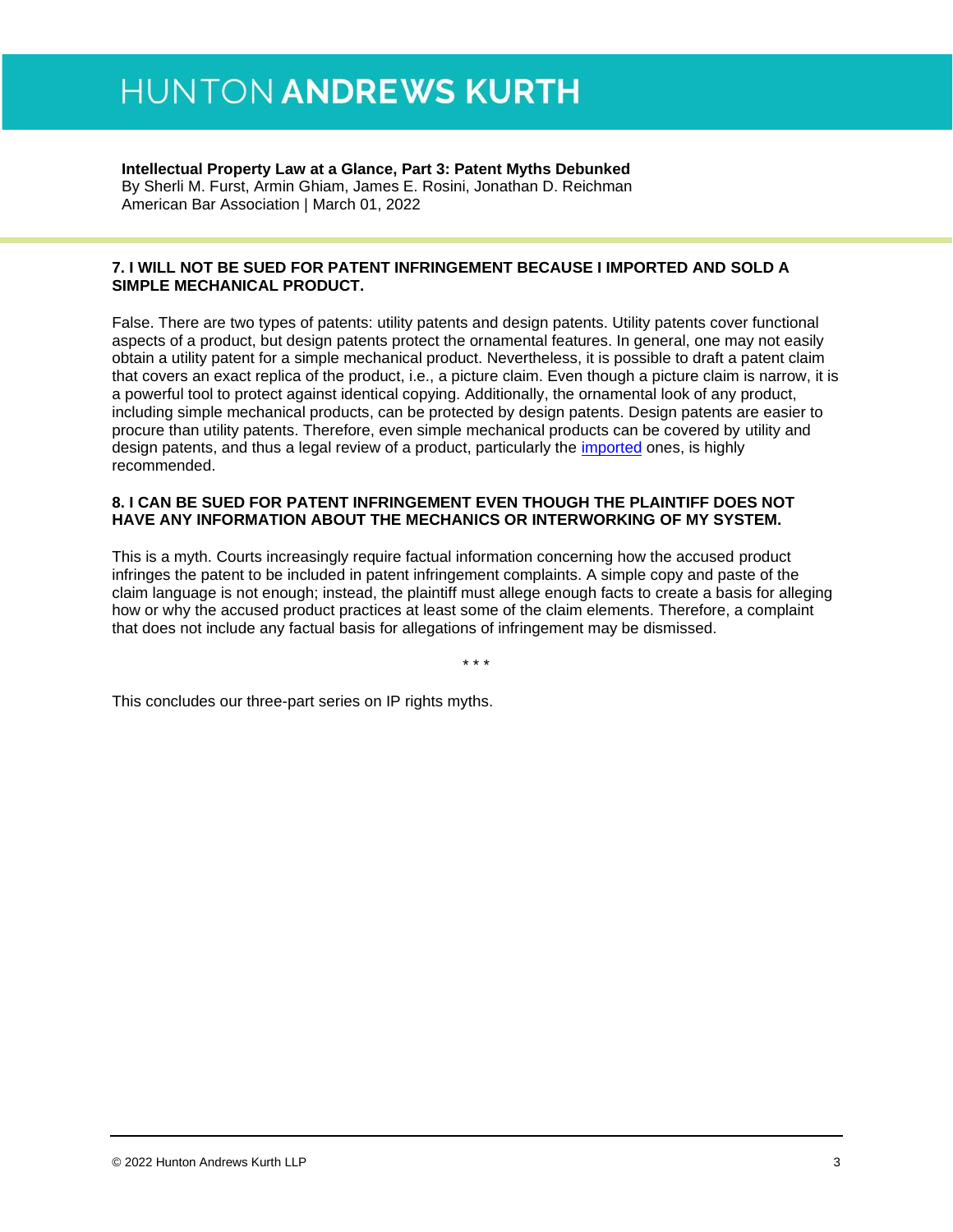**7. I WILL NOT BE SUED FOR PATENT INFRINGEMENT BECAUSE I IMPORTED AND SOLD A SIMPLE MECHANICAL PRODUCT.**

False. There are two types of patents: utility patents and design patents. Utility patents cover functional aspects of a product, but design patents protect the ornamental features. In general, one may not easily obtain a utility patent for a simple mechanical product. Nevertheless, it is possible to draft a patent claim that covers an exact replica of the product, i.e., a picture claim. Even though a picture claim is narrow, it is a powerful tool to protect against identical copying. Additionally, the ornamental look of any product, including simple mechanical products, can be protected by design patents. Design patents are easier to procure than utility patents. Therefore, even simple mechanical products can be covered by utility and design patents, and thus a legal review of a product, particularly the imported ones, is highly recommended.

**8. I CAN BE SUED FOR PATENT INFRINGEMENT EVEN THOUGH THE PLAINTIFF DOES NOT HAVE ANY INFORMATION ABOUT THE MECHANICS OR INTERWORKING OF MY SYSTEM.**

This is a myth. Courts increasingly require factual information concerning how the accused product infringes the patent to be included in patent infringement complaints. A simple copy and paste of the claim language is not enough; instead, the plaintiff must allege enough facts to create a basis for alleging how or why the accused product practices at least some of the claim elements. Therefore, a complaint that does not include any factual basis for allegations of infringement may be dismissed.

* * *

This concludes our three-part series on IP rights myths.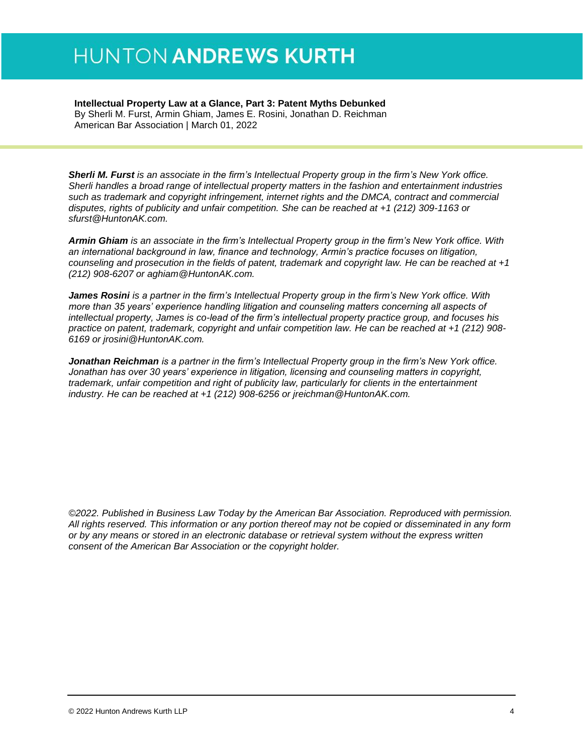HUNTON ANDREWS KURTH

**Intellectual Property Law at a Glance, Part 3: Patent Myths Debunked**
By Sherli M. Furst, Armin Ghiam, James E. Rosini, Jonathan D. Reichman
American Bar Association | March 01, 2022

***Sherli M. Furst*** *is an associate in the firm's Intellectual Property group in the firm's New York office. Sherli handles a broad range of intellectual property matters in the fashion and entertainment industries such as trademark and copyright infringement, internet rights and the DMCA, contract and commercial disputes, rights of publicity and unfair competition. She can be reached at +1 (212) 309-1163 or sfurst@HuntonAK.com.*

***Armin Ghiam*** *is an associate in the firm's Intellectual Property group in the firm's New York office. With an international background in law, finance and technology, Armin's practice focuses on litigation, counseling and prosecution in the fields of patent, trademark and copyright law. He can be reached at +1 (212) 908-6207 or aghiam@HuntonAK.com.*

***James Rosini*** *is a partner in the firm's Intellectual Property group in the firm's New York office. With more than 35 years' experience handling litigation and counseling matters concerning all aspects of intellectual property, James is co-lead of the firm's intellectual property practice group, and focuses his practice on patent, trademark, copyright and unfair competition law. He can be reached at +1 (212) 908-6169 or jrosini@HuntonAK.com.*

***Jonathan Reichman*** *is a partner in the firm's Intellectual Property group in the firm's New York office. Jonathan has over 30 years' experience in litigation, licensing and counseling matters in copyright, trademark, unfair competition and right of publicity law, particularly for clients in the entertainment industry. He can be reached at +1 (212) 908-6256 or jreichman@HuntonAK.com.*

*©2022. Published in Business Law Today by the American Bar Association. Reproduced with permission. All rights reserved. This information or any portion thereof may not be copied or disseminated in any form or by any means or stored in an electronic database or retrieval system without the express written consent of the American Bar Association or the copyright holder.*